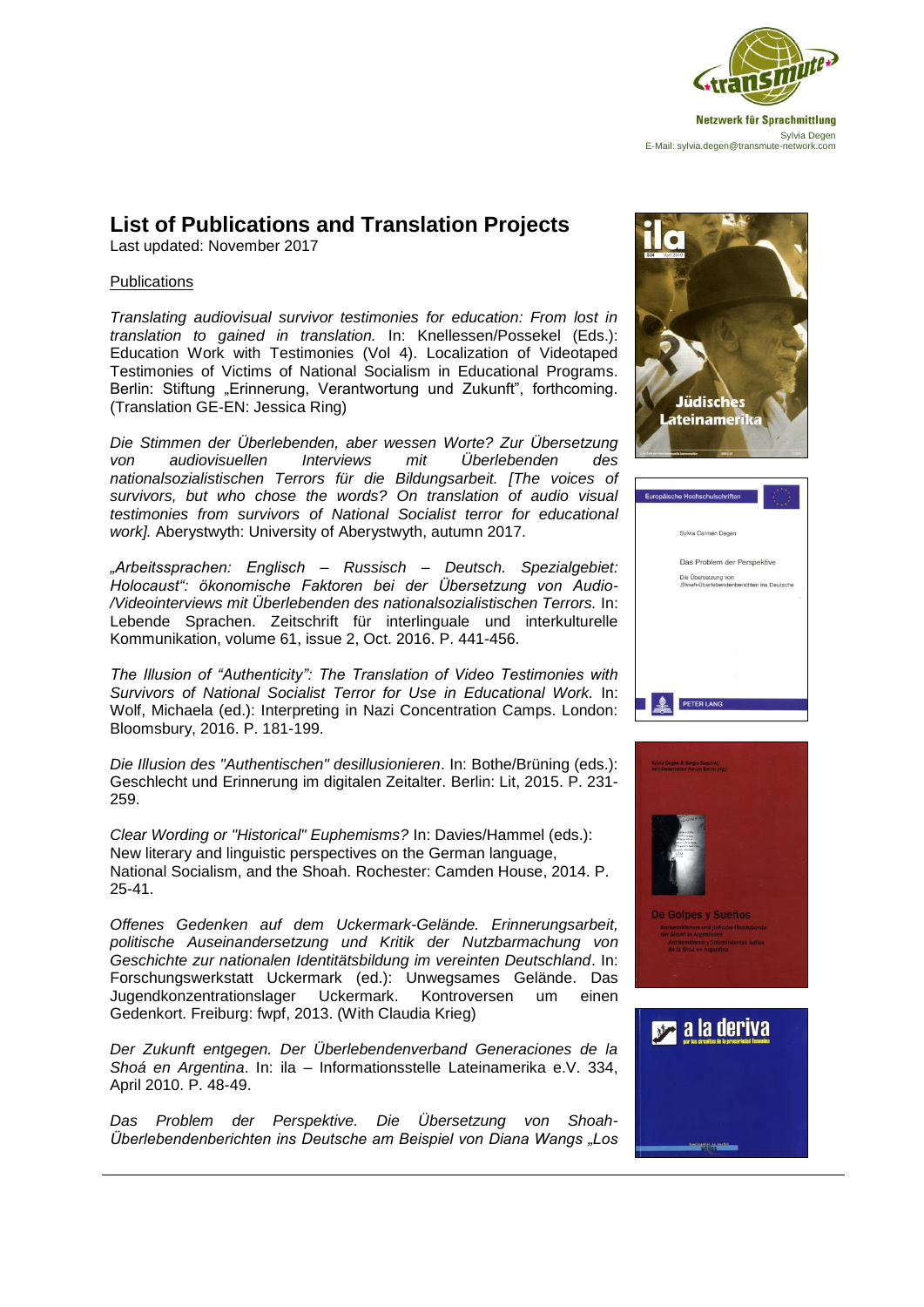Netzwerk für Sprachmittlung
Sylvia Degen
E-Mail: sylvia.degen@transmute-network.com

# List of Publications and Translation Projects

Last updated: November 2017

## Publications

*Translating audiovisual survivor testimonies for education: From lost in translation to gained in translation.* In: Knellessen/Possekel (Eds.): Education Work with Testimonies (Vol 4). Localization of Videotaped Testimonies of Victims of National Socialism in Educational Programs. Berlin: Stiftung „Erinnerung, Verantwortung und Zukunft", forthcoming. (Translation GE-EN: Jessica Ring)

*Die Stimmen der Überlebenden, aber wessen Worte? Zur Übersetzung von audiovisuellen Interviews mit Überlebenden des nationalsozialistischen Terrors für die Bildungsarbeit. [The voices of survivors, but who chose the words? On translation of audio visual testimonies from survivors of National Socialist terror for educational work].* Aberystwyth: University of Aberystwyth, autumn 2017.

*„Arbeitssprachen: Englisch – Russisch – Deutsch. Spezialgebiet: Holocaust": ökonomische Faktoren bei der Übersetzung von Audio-/Videointerviews mit Überlebenden des nationalsozialistischen Terrors.* In: Lebende Sprachen. Zeitschrift für interlinguale und interkulturelle Kommunikation, volume 61, issue 2, Oct. 2016. P. 441-456.

*The Illusion of "Authenticity": The Translation of Video Testimonies with Survivors of National Socialist Terror for Use in Educational Work.* In: Wolf, Michaela (ed.): Interpreting in Nazi Concentration Camps. London: Bloomsbury, 2016. P. 181-199.

*Die Illusion des "Authentischen" desillusionieren*. In: Bothe/Brüning (eds.): Geschlecht und Erinnerung im digitalen Zeitalter. Berlin: Lit, 2015. P. 231-259.

*Clear Wording or "Historical" Euphemisms?* In: Davies/Hammel (eds.): New literary and linguistic perspectives on the German language, National Socialism, and the Shoah. Rochester: Camden House, 2014. P. 25-41.

*Offenes Gedenken auf dem Uckermark-Gelände. Erinnerungsarbeit, politische Auseinandersetzung und Kritik der Nutzbarmachung von Geschichte zur nationalen Identitätsbildung im vereinten Deutschland*. In: Forschungswerkstatt Uckermark (ed.): Unwegsames Gelände. Das Jugendkonzentrationslager Uckermark. Kontroversen um einen Gedenkort. Freiburg: fwpf, 2013. (With Claudia Krieg)

*Der Zukunft entgegen. Der Überlebendenverband Generaciones de la Shoá en Argentina*. In: ila – Informationsstelle Lateinamerika e.V. 334, April 2010. P. 48-49.

*Das Problem der Perspektive. Die Übersetzung von Shoah-Überlebendenberichten ins Deutsche am Beispiel von Diana Wangs „Los*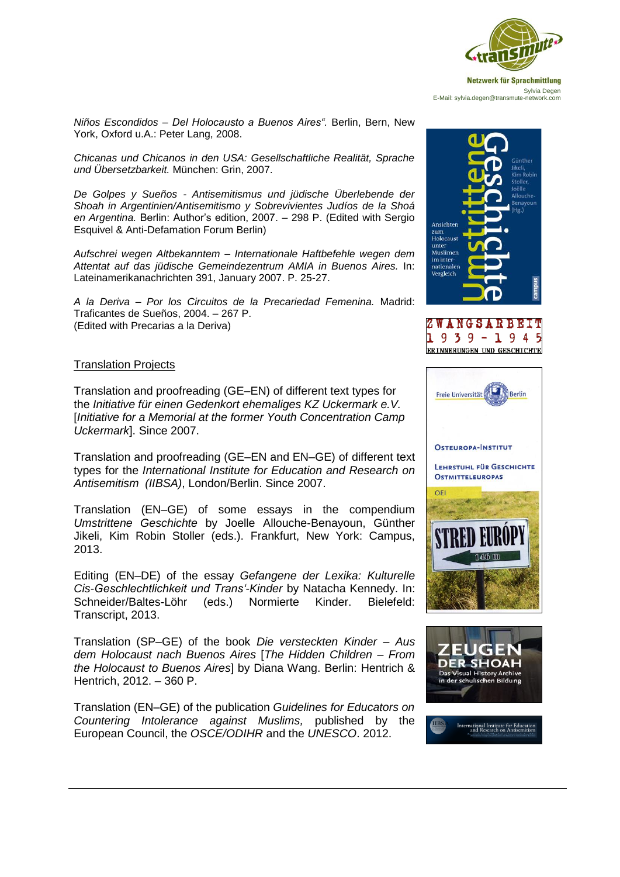*Niños Escondidos – Del Holocausto a Buenos Aires“.* Berlin, Bern, New York, Oxford u.A.: Peter Lang, 2008.

*Chicanas und Chicanos in den USA: Gesellschaftliche Realität, Sprache und Übersetzbarkeit.* München: Grin, 2007.

*De Golpes y Sueños - Antisemitismus und jüdische Überlebende der Shoah in Argentinien/Antisemitismo y Sobrevivientes Judíos de la Shoá en Argentina.* Berlin: Author's edition, 2007. – 298 P. (Edited with Sergio Esquivel & Anti-Defamation Forum Berlin)

*Aufschrei wegen Altbekanntem – Internationale Haftbefehle wegen dem Attentat auf das jüdische Gemeindezentrum AMIA in Buenos Aires.* In: Lateinamerikanachrichten 391, January 2007. P. 25-27.

*A la Deriva – Por los Circuitos de la Precariedad Femenina.* Madrid: Traficantes de Sueños, 2004. – 267 P.
(Edited with Precarias a la Deriva)

## Translation Projects

Translation and proofreading (GE–EN) of different text types for the *Initiative für einen Gedenkort ehemaliges KZ Uckermark e.V.* [*Initiative for a Memorial at the former Youth Concentration Camp Uckermark*]. Since 2007.

Translation and proofreading (GE–EN and EN–GE) of different text types for the *International Institute for Education and Research on Antisemitism (IIBSA)*, London/Berlin. Since 2007.

Translation (EN–GE) of some essays in the compendium *Umstrittene Geschichte* by Joelle Allouche-Benayoun, Günther Jikeli, Kim Robin Stoller (eds.). Frankfurt, New York: Campus, 2013.

Editing (EN–DE) of the essay *Gefangene der Lexika: Kulturelle Cis-Geschlechtlichkeit und Trans'-Kinder* by Natacha Kennedy. In: Schneider/Baltes-Löhr (eds.) Normierte Kinder. Bielefeld: Transcript, 2013.

Translation (SP–GE) of the book *Die versteckten Kinder – Aus dem Holocaust nach Buenos Aires* [*The Hidden Children – From the Holocaust to Buenos Aires*] by Diana Wang. Berlin: Hentrich & Hentrich, 2012. – 360 P.

Translation (EN–GE) of the publication *Guidelines for Educators on Countering Intolerance against Muslims,* published by the European Council, the *OSCE/ODIHR* and the *UNESCO*. 2012.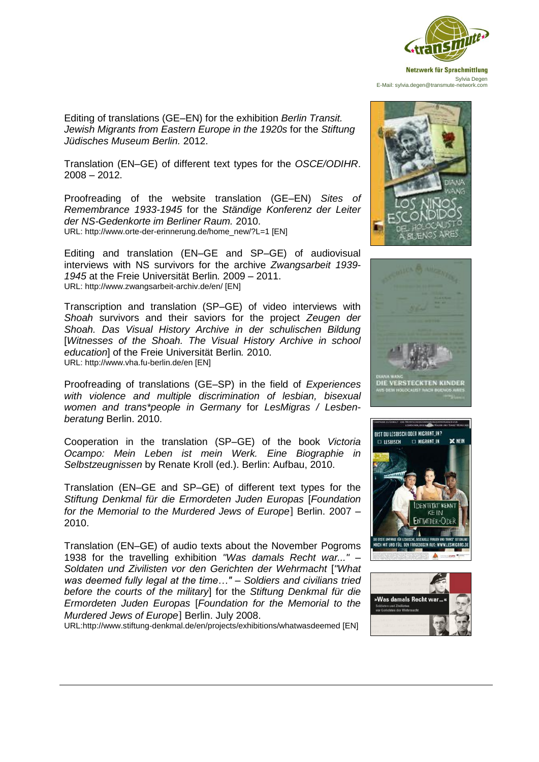Editing of translations (GE–EN) for the exhibition *Berlin Transit. Jewish Migrants from Eastern Europe in the 1920s* for the *Stiftung Jüdisches Museum Berlin.* 2012.

Translation (EN–GE) of different text types for the *OSCE/ODIHR*. 2008 – 2012.

Proofreading of the website translation (GE–EN) *Sites of Remembrance 1933-1945* for the *Ständige Konferenz der Leiter der NS-Gedenkorte im Berliner Raum.* 2010.
URL: http://www.orte-der-erinnerung.de/home_new/?L=1 [EN]

Editing and translation (EN–GE and SP–GE) of audiovisual interviews with NS survivors for the archive *Zwangsarbeit 1939-1945* at the Freie Universität Berlin*.* 2009 – 2011.
URL: http://www.zwangsarbeit-archiv.de/en/ [EN]

Transcription and translation (SP–GE) of video interviews with *Shoah* survivors and their saviors for the project *Zeugen der Shoah. Das Visual History Archive in der schulischen Bildung* [*Witnesses of the Shoah. The Visual History Archive in school education*] of the Freie Universität Berlin*.* 2010.
URL: http://www.vha.fu-berlin.de/en [EN]

Proofreading of translations (GE–SP) in the field of *Experiences with violence and multiple discrimination of lesbian, bisexual women and trans*people in Germany* for *LesMigras / Lesbenberatung* Berlin. 2010.

Cooperation in the translation (SP–GE) of the book *Victoria Ocampo: Mein Leben ist mein Werk. Eine Biographie in Selbstzeugnissen* by Renate Kroll (ed.). Berlin: Aufbau, 2010.

Translation (EN–GE and SP–GE) of different text types for the *Stiftung Denkmal für die Ermordeten Juden Europas* [*Foundation for the Memorial to the Murdered Jews of Europe*] Berlin. 2007 – 2010.

Translation (EN–GE) of audio texts about the November Pogroms 1938 for the travelling exhibition *"Was damals Recht war..." – Soldaten und Zivilisten vor den Gerichten der Wehrmacht* [*"What was deemed fully legal at the time…" – Soldiers and civilians tried before the courts of the military*] for the *Stiftung Denkmal für die Ermordeten Juden Europas* [*Foundation for the Memorial to the Murdered Jews of Europe*] Berlin. July 2008.
URL:http://www.stiftung-denkmal.de/en/projects/exhibitions/whatwasdeemed [EN]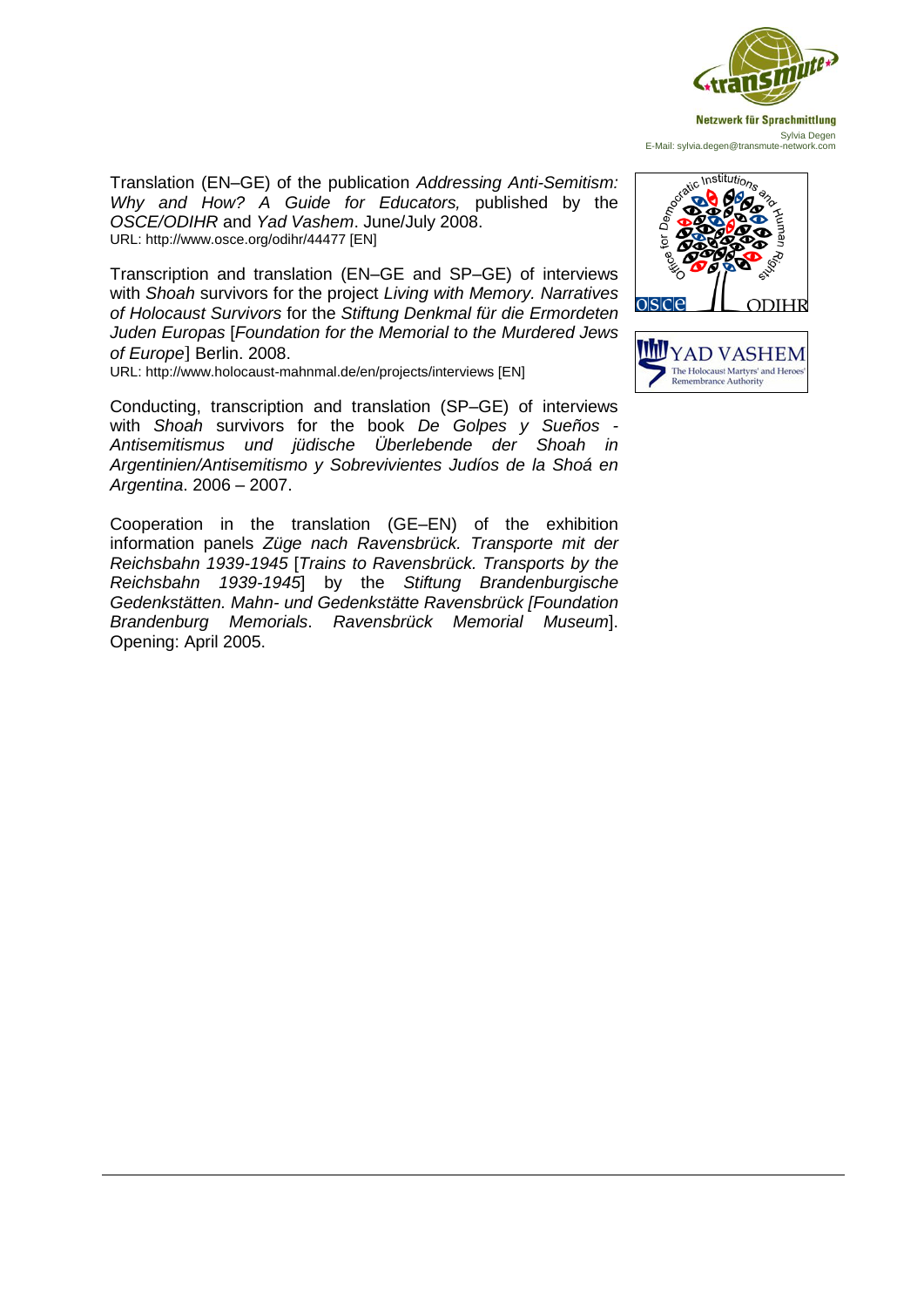Translation (EN–GE) of the publication *Addressing Anti-Semitism: Why and How? A Guide for Educators,* published by the *OSCE/ODIHR* and *Yad Vashem*. June/July 2008.
URL: http://www.osce.org/odihr/44477 [EN]

Transcription and translation (EN–GE and SP–GE) of interviews with *Shoah* survivors for the project *Living with Memory. Narratives of Holocaust Survivors* for the *Stiftung Denkmal für die Ermordeten Juden Europas* [*Foundation for the Memorial to the Murdered Jews of Europe*] Berlin. 2008.
URL: http://www.holocaust-mahnmal.de/en/projects/interviews [EN]

Conducting, transcription and translation (SP–GE) of interviews with *Shoah* survivors for the book *De Golpes y Sueños - Antisemitismus und jüdische Überlebende der Shoah in Argentinien/Antisemitismo y Sobrevivientes Judíos de la Shoá en Argentina*. 2006 – 2007.

Cooperation in the translation (GE–EN) of the exhibition information panels *Züge nach Ravensbrück. Transporte mit der Reichsbahn 1939-1945* [*Trains to Ravensbrück. Transports by the Reichsbahn 1939-1945*] by the *Stiftung Brandenburgische Gedenkstätten. Mahn- und Gedenkstätte Ravensbrück [Foundation Brandenburg Memorials*. *Ravensbrück Memorial Museum*]. Opening: April 2005.